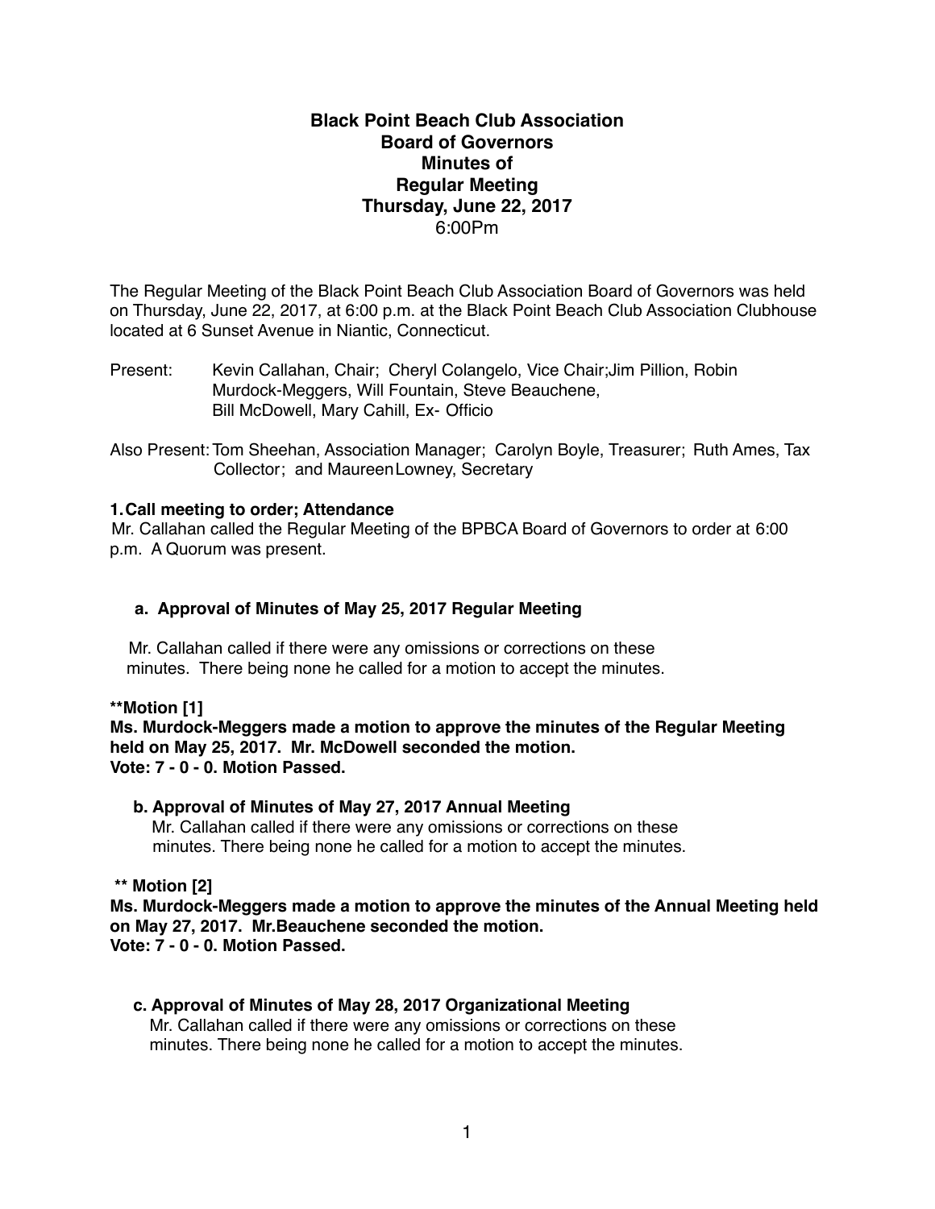# Black Point Beach Club Association
# Board of Governors
# Minutes of
# Regular Meeting
# Thursday, June 22, 2017
6:00Pm

The Regular Meeting of the Black Point Beach Club Association Board of Governors was held on Thursday, June 22, 2017, at 6:00 p.m. at the Black Point Beach Club Association Clubhouse located at 6 Sunset Avenue in Niantic, Connecticut.

Present: Kevin Callahan, Chair; Cheryl Colangelo, Vice Chair;Jim Pillion, Robin Murdock-Meggers, Will Fountain, Steve Beauchene, Bill McDowell, Mary Cahill, Ex- Officio

Also Present: Tom Sheehan, Association Manager; Carolyn Boyle, Treasurer; Ruth Ames, Tax Collector; and MaureenLowney, Secretary

**1. Call meeting to order; Attendance**

Mr. Callahan called the Regular Meeting of the BPBCA Board of Governors to order at 6:00 p.m. A Quorum was present.

**a. Approval of Minutes of May 25, 2017 Regular Meeting**

Mr. Callahan called if there were any omissions or corrections on these minutes. There being none he called for a motion to accept the minutes.

**\*\*Motion [1]**
**Ms. Murdock-Meggers made a motion to approve the minutes of the Regular Meeting held on May 25, 2017. Mr. McDowell seconded the motion.**
**Vote: 7 - 0 - 0. Motion Passed.**

**b. Approval of Minutes of May 27, 2017 Annual Meeting**

Mr. Callahan called if there were any omissions or corrections on these minutes. There being none he called for a motion to accept the minutes.

**\*\* Motion [2]**
**Ms. Murdock-Meggers made a motion to approve the minutes of the Annual Meeting held on May 27, 2017. Mr.Beauchene seconded the motion.**
**Vote: 7 - 0 - 0. Motion Passed.**

**c. Approval of Minutes of May 28, 2017 Organizational Meeting**

Mr. Callahan called if there were any omissions or corrections on these minutes. There being none he called for a motion to accept the minutes.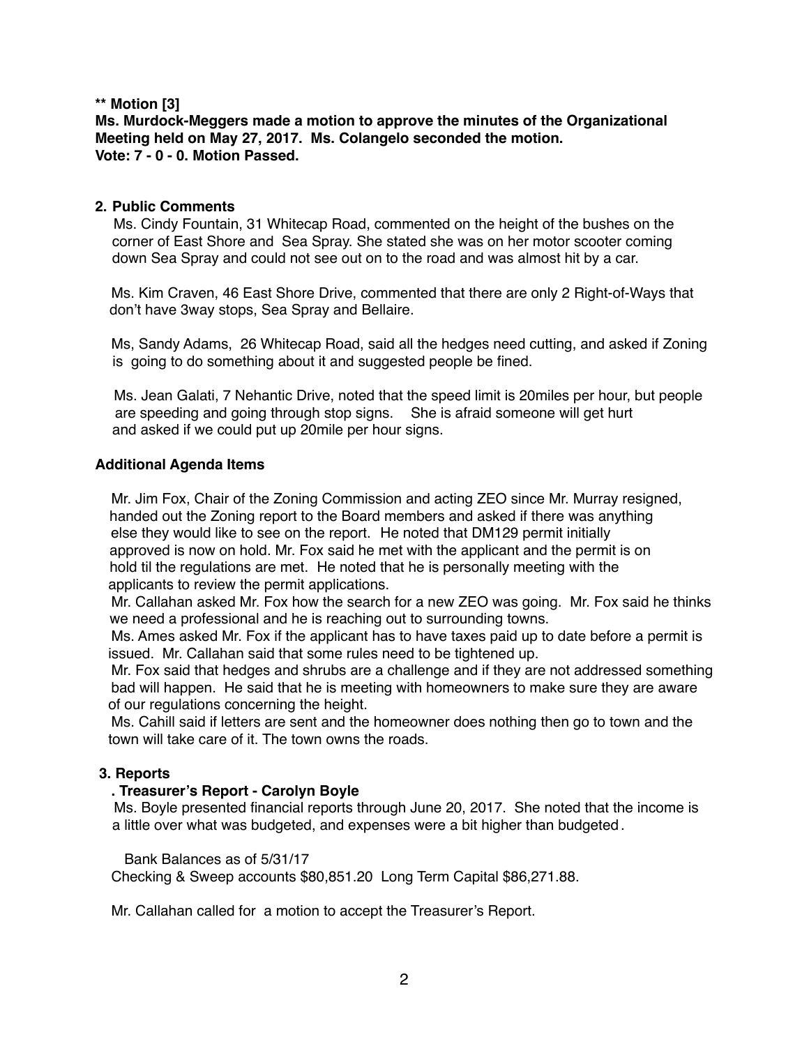**** Motion [3]**
**Ms. Murdock-Meggers made a motion to approve the minutes of the Organizational Meeting held on May 27, 2017. Ms. Colangelo seconded the motion.**
**Vote: 7 - 0 - 0. Motion Passed.**

## 2. Public Comments

Ms. Cindy Fountain, 31 Whitecap Road, commented on the height of the bushes on the corner of East Shore and Sea Spray. She stated she was on her motor scooter coming down Sea Spray and could not see out on to the road and was almost hit by a car.

Ms. Kim Craven, 46 East Shore Drive, commented that there are only 2 Right-of-Ways that don't have 3way stops, Sea Spray and Bellaire.

Ms, Sandy Adams, 26 Whitecap Road, said all the hedges need cutting, and asked if Zoning is going to do something about it and suggested people be fined.

Ms. Jean Galati, 7 Nehantic Drive, noted that the speed limit is 20miles per hour, but people are speeding and going through stop signs. She is afraid someone will get hurt and asked if we could put up 20mile per hour signs.

## Additional Agenda Items

Mr. Jim Fox, Chair of the Zoning Commission and acting ZEO since Mr. Murray resigned, handed out the Zoning report to the Board members and asked if there was anything else they would like to see on the report. He noted that DM129 permit initially approved is now on hold. Mr. Fox said he met with the applicant and the permit is on hold til the regulations are met. He noted that he is personally meeting with the applicants to review the permit applications.

Mr. Callahan asked Mr. Fox how the search for a new ZEO was going. Mr. Fox said he thinks we need a professional and he is reaching out to surrounding towns.

Ms. Ames asked Mr. Fox if the applicant has to have taxes paid up to date before a permit is issued. Mr. Callahan said that some rules need to be tightened up.

Mr. Fox said that hedges and shrubs are a challenge and if they are not addressed something bad will happen. He said that he is meeting with homeowners to make sure they are aware of our regulations concerning the height.

Ms. Cahill said if letters are sent and the homeowner does nothing then go to town and the town will take care of it. The town owns the roads.

## 3. Reports

### . Treasurer's Report - Carolyn Boyle

Ms. Boyle presented financial reports through June 20, 2017. She noted that the income is a little over what was budgeted, and expenses were a bit higher than budgeted.

Bank Balances as of 5/31/17
Checking & Sweep accounts $80,851.20 Long Term Capital $86,271.88.

Mr. Callahan called for a motion to accept the Treasurer's Report.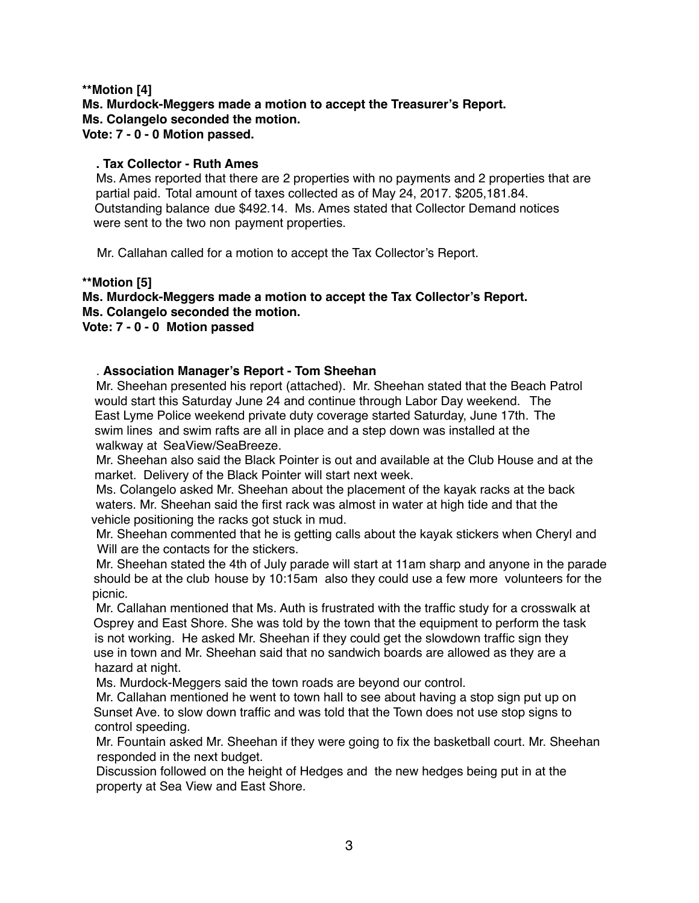**\*\*Motion [4]**
**Ms. Murdock-Meggers made a motion to accept the Treasurer's Report.**
**Ms. Colangelo seconded the motion.**
**Vote: 7 - 0 - 0 Motion passed.**

**. Tax Collector - Ruth Ames**

Ms. Ames reported that there are 2 properties with no payments and 2 properties that are partial paid. Total amount of taxes collected as of May 24, 2017. $205,181.84. Outstanding balance due $492.14. Ms. Ames stated that Collector Demand notices were sent to the two non payment properties.

Mr. Callahan called for a motion to accept the Tax Collector's Report.

**\*\*Motion [5]**
**Ms. Murdock-Meggers made a motion to accept the Tax Collector's Report.**
**Ms. Colangelo seconded the motion.**
**Vote: 7 - 0 - 0 Motion passed**

. **Association Manager's Report - Tom Sheehan**

Mr. Sheehan presented his report (attached). Mr. Sheehan stated that the Beach Patrol would start this Saturday June 24 and continue through Labor Day weekend. The East Lyme Police weekend private duty coverage started Saturday, June 17th. The swim lines and swim rafts are all in place and a step down was installed at the walkway at SeaView/SeaBreeze.

Mr. Sheehan also said the Black Pointer is out and available at the Club House and at the market. Delivery of the Black Pointer will start next week.

Ms. Colangelo asked Mr. Sheehan about the placement of the kayak racks at the back waters. Mr. Sheehan said the first rack was almost in water at high tide and that the vehicle positioning the racks got stuck in mud.

Mr. Sheehan commented that he is getting calls about the kayak stickers when Cheryl and Will are the contacts for the stickers.

Mr. Sheehan stated the 4th of July parade will start at 11am sharp and anyone in the parade should be at the club house by 10:15am also they could use a few more volunteers for the picnic.

Mr. Callahan mentioned that Ms. Auth is frustrated with the traffic study for a crosswalk at Osprey and East Shore. She was told by the town that the equipment to perform the task is not working. He asked Mr. Sheehan if they could get the slowdown traffic sign they use in town and Mr. Sheehan said that no sandwich boards are allowed as they are a hazard at night.

Ms. Murdock-Meggers said the town roads are beyond our control.

Mr. Callahan mentioned he went to town hall to see about having a stop sign put up on Sunset Ave. to slow down traffic and was told that the Town does not use stop signs to control speeding.

Mr. Fountain asked Mr. Sheehan if they were going to fix the basketball court. Mr. Sheehan responded in the next budget.

Discussion followed on the height of Hedges and the new hedges being put in at the property at Sea View and East Shore.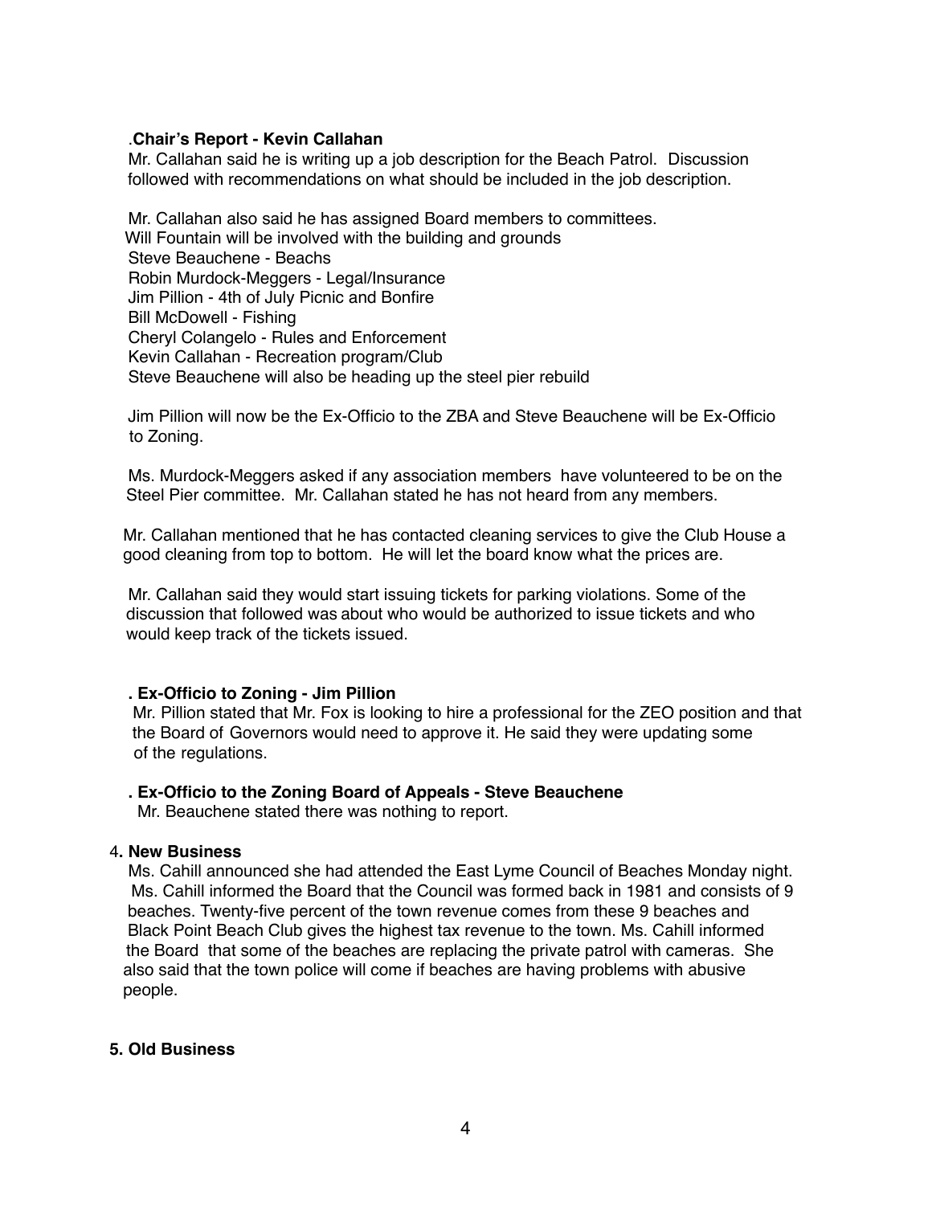.**Chair's Report - Kevin Callahan**

Mr. Callahan said he is writing up a job description for the Beach Patrol. Discussion followed with recommendations on what should be included in the job description.

Mr. Callahan also said he has assigned Board members to committees.
Will Fountain will be involved with the building and grounds
Steve Beauchene - Beachs
Robin Murdock-Meggers - Legal/Insurance
Jim Pillion - 4th of July Picnic and Bonfire
Bill McDowell - Fishing
Cheryl Colangelo - Rules and Enforcement
Kevin Callahan - Recreation program/Club
Steve Beauchene will also be heading up the steel pier rebuild

Jim Pillion will now be the Ex-Officio to the ZBA and Steve Beauchene will be Ex-Officio to Zoning.

Ms. Murdock-Meggers asked if any association members have volunteered to be on the Steel Pier committee. Mr. Callahan stated he has not heard from any members.

Mr. Callahan mentioned that he has contacted cleaning services to give the Club House a good cleaning from top to bottom. He will let the board know what the prices are.

Mr. Callahan said they would start issuing tickets for parking violations. Some of the discussion that followed was about who would be authorized to issue tickets and who would keep track of the tickets issued.

**. Ex-Officio to Zoning - Jim Pillion**

Mr. Pillion stated that Mr. Fox is looking to hire a professional for the ZEO position and that the Board of Governors would need to approve it. He said they were updating some of the regulations.

**. Ex-Officio to the Zoning Board of Appeals - Steve Beauchene**

Mr. Beauchene stated there was nothing to report.

4**. New Business**

Ms. Cahill announced she had attended the East Lyme Council of Beaches Monday night. Ms. Cahill informed the Board that the Council was formed back in 1981 and consists of 9 beaches. Twenty-five percent of the town revenue comes from these 9 beaches and Black Point Beach Club gives the highest tax revenue to the town. Ms. Cahill informed the Board that some of the beaches are replacing the private patrol with cameras. She also said that the town police will come if beaches are having problems with abusive people.

**5. Old Business**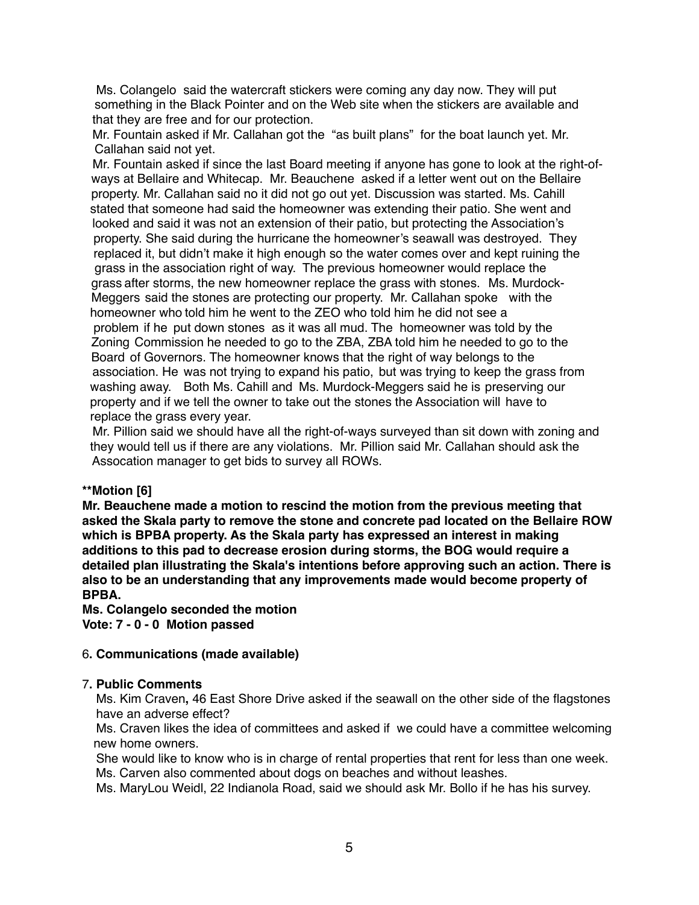Ms. Colangelo said the watercraft stickers were coming any day now. They will put something in the Black Pointer and on the Web site when the stickers are available and that they are free and for our protection.

Mr. Fountain asked if Mr. Callahan got the "as built plans" for the boat launch yet. Mr. Callahan said not yet.

Mr. Fountain asked if since the last Board meeting if anyone has gone to look at the right-of-ways at Bellaire and Whitecap. Mr. Beauchene asked if a letter went out on the Bellaire property. Mr. Callahan said no it did not go out yet. Discussion was started. Ms. Cahill stated that someone had said the homeowner was extending their patio. She went and looked and said it was not an extension of their patio, but protecting the Association's property. She said during the hurricane the homeowner's seawall was destroyed. They replaced it, but didn't make it high enough so the water comes over and kept ruining the grass in the association right of way. The previous homeowner would replace the grass after storms, the new homeowner replace the grass with stones. Ms. Murdock-Meggers said the stones are protecting our property. Mr. Callahan spoke with the homeowner who told him he went to the ZEO who told him he did not see a problem if he put down stones as it was all mud. The homeowner was told by the Zoning Commission he needed to go to the ZBA, ZBA told him he needed to go to the Board of Governors. The homeowner knows that the right of way belongs to the association. He was not trying to expand his patio, but was trying to keep the grass from washing away. Both Ms. Cahill and Ms. Murdock-Meggers said he is preserving our property and if we tell the owner to take out the stones the Association will have to replace the grass every year.

Mr. Pillion said we should have all the right-of-ways surveyed than sit down with zoning and they would tell us if there are any violations. Mr. Pillion said Mr. Callahan should ask the Assocation manager to get bids to survey all ROWs.

**\*\*Motion [6]**

**Mr. Beauchene made a motion to rescind the motion from the previous meeting that asked the Skala party to remove the stone and concrete pad located on the Bellaire ROW which is BPBA property. As the Skala party has expressed an interest in making additions to this pad to decrease erosion during storms, the BOG would require a detailed plan illustrating the Skala's intentions before approving such an action. There is also to be an understanding that any improvements made would become property of BPBA.**

**Ms. Colangelo seconded the motion**

**Vote: 7 - 0 - 0 Motion passed**

6**. Communications (made available)**

7**. Public Comments**

Ms. Kim Craven**,** 46 East Shore Drive asked if the seawall on the other side of the flagstones have an adverse effect?

Ms. Craven likes the idea of committees and asked if we could have a committee welcoming new home owners.

She would like to know who is in charge of rental properties that rent for less than one week.

Ms. Carven also commented about dogs on beaches and without leashes.

Ms. MaryLou Weidl, 22 Indianola Road, said we should ask Mr. Bollo if he has his survey.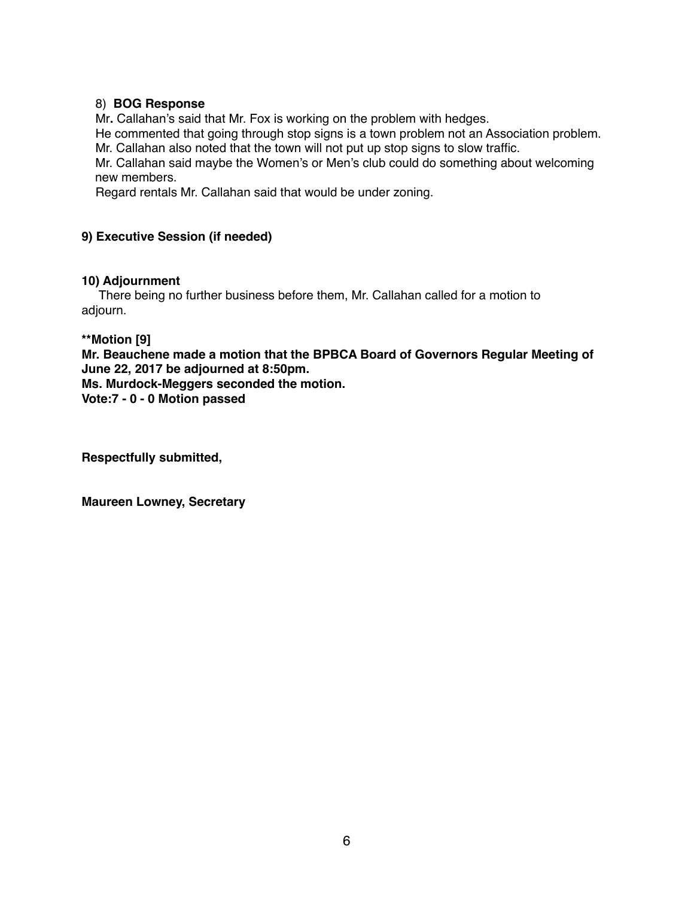8) **BOG Response**

Mr**.** Callahan's said that Mr. Fox is working on the problem with hedges.
He commented that going through stop signs is a town problem not an Association problem.
Mr. Callahan also noted that the town will not put up stop signs to slow traffic.
Mr. Callahan said maybe the Women's or Men's club could do something about welcoming new members.
Regard rentals Mr. Callahan said that would be under zoning.

**9) Executive Session (if needed)**

**10) Adjournment**

There being no further business before them, Mr. Callahan called for a motion to adjourn.

****Motion [9]**
**Mr. Beauchene made a motion that the BPBCA Board of Governors Regular Meeting of June 22, 2017 be adjourned at 8:50pm.**
**Ms. Murdock-Meggers seconded the motion.**
**Vote:7 - 0 - 0 Motion passed**

**Respectfully submitted,**

**Maureen Lowney, Secretary**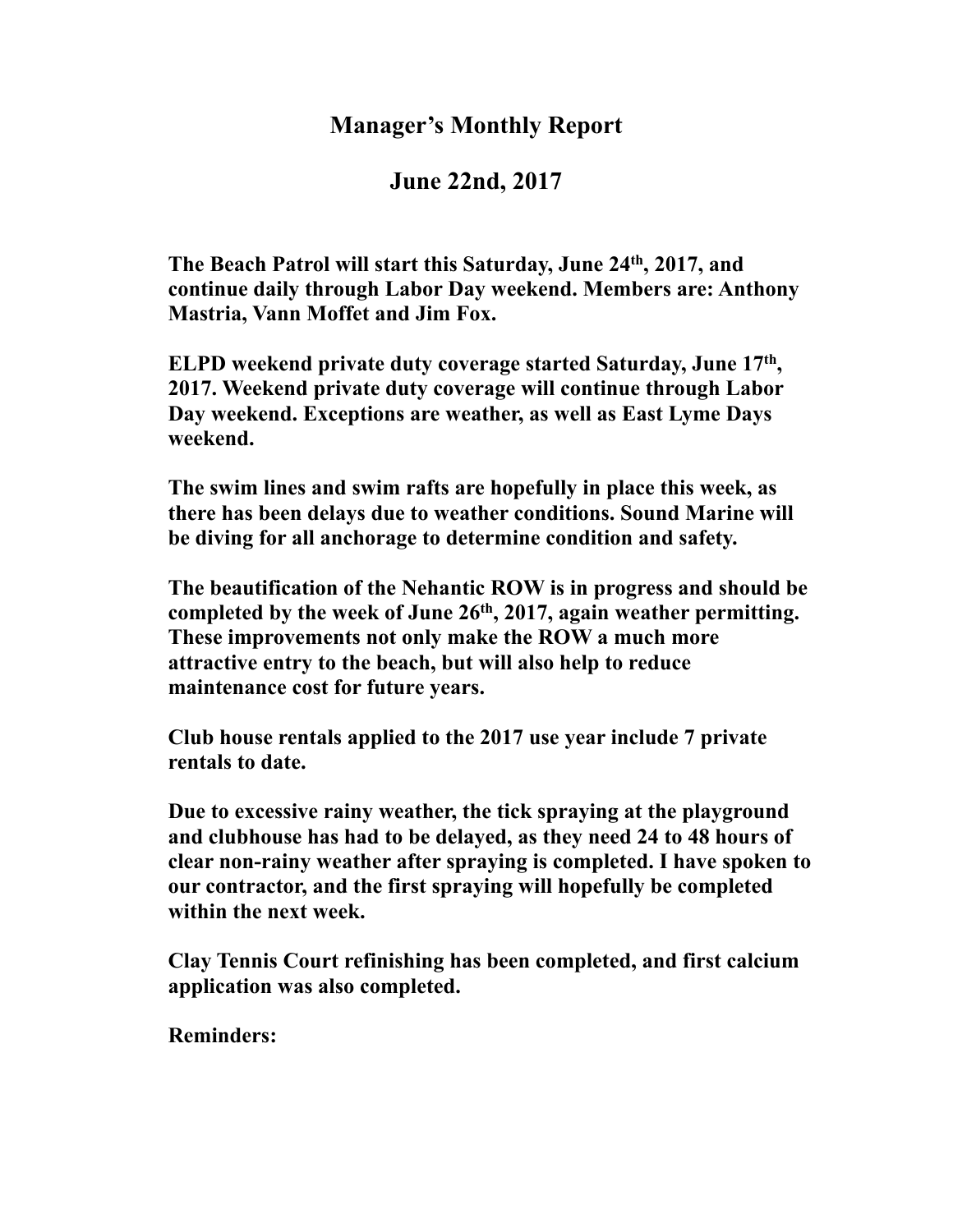# Manager's Monthly Report

## June 22nd, 2017

**The Beach Patrol will start this Saturday, June 24th, 2017, and continue daily through Labor Day weekend. Members are: Anthony Mastria, Vann Moffet and Jim Fox.**

**ELPD weekend private duty coverage started Saturday, June 17th, 2017. Weekend private duty coverage will continue through Labor Day weekend. Exceptions are weather, as well as East Lyme Days weekend.**

**The swim lines and swim rafts are hopefully in place this week, as there has been delays due to weather conditions. Sound Marine will be diving for all anchorage to determine condition and safety.**

**The beautification of the Nehantic ROW is in progress and should be completed by the week of June 26th, 2017, again weather permitting. These improvements not only make the ROW a much more attractive entry to the beach, but will also help to reduce maintenance cost for future years.**

**Club house rentals applied to the 2017 use year include 7 private rentals to date.**

**Due to excessive rainy weather, the tick spraying at the playground and clubhouse has had to be delayed, as they need 24 to 48 hours of clear non-rainy weather after spraying is completed. I have spoken to our contractor, and the first spraying will hopefully be completed within the next week.**

**Clay Tennis Court refinishing has been completed, and first calcium application was also completed.**

**Reminders:**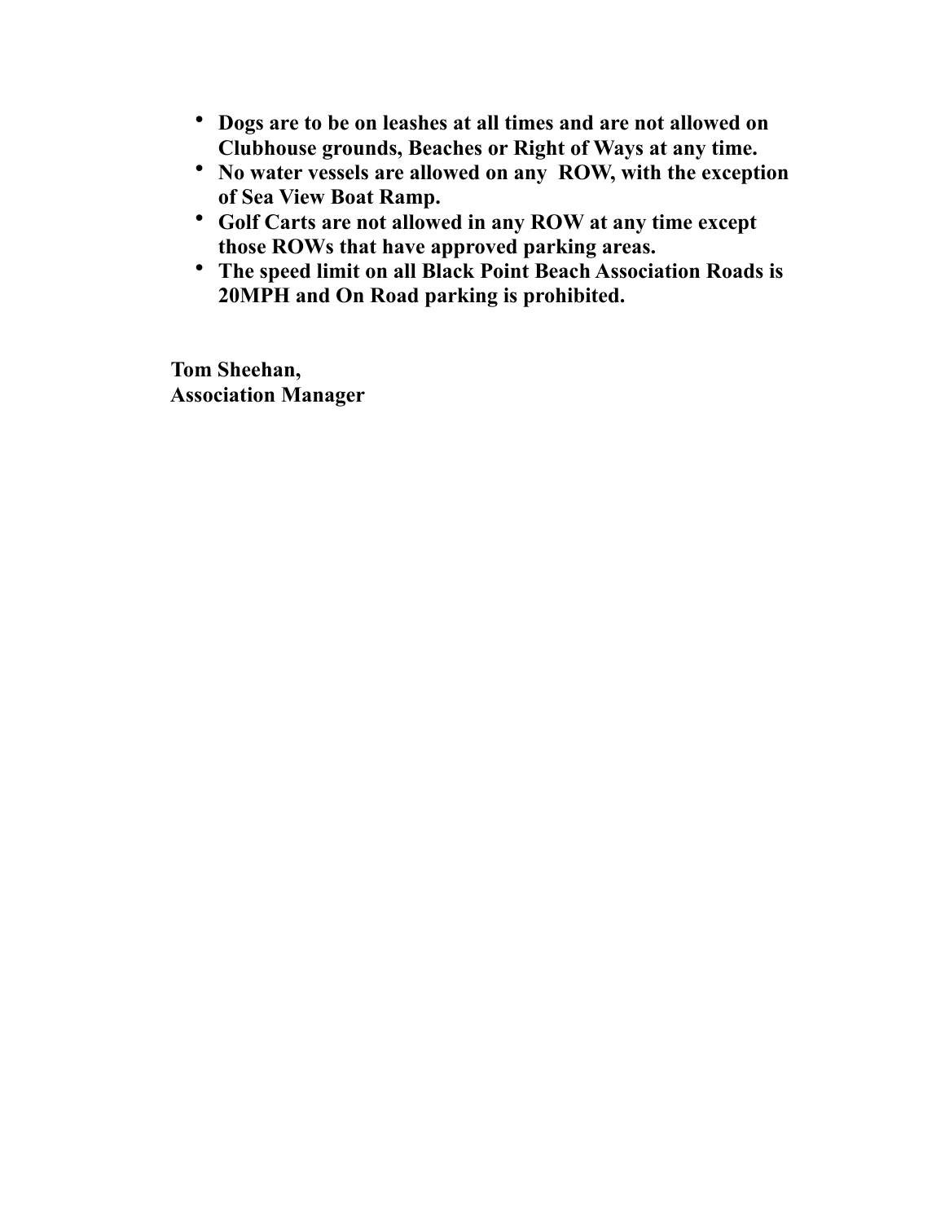- **Dogs are to be on leashes at all times and are not allowed on Clubhouse grounds, Beaches or Right of Ways at any time.**
- **No water vessels are allowed on any ROW, with the exception of Sea View Boat Ramp.**
- **Golf Carts are not allowed in any ROW at any time except those ROWs that have approved parking areas.**
- **The speed limit on all Black Point Beach Association Roads is 20MPH and On Road parking is prohibited.**

**Tom Sheehan,**
**Association Manager**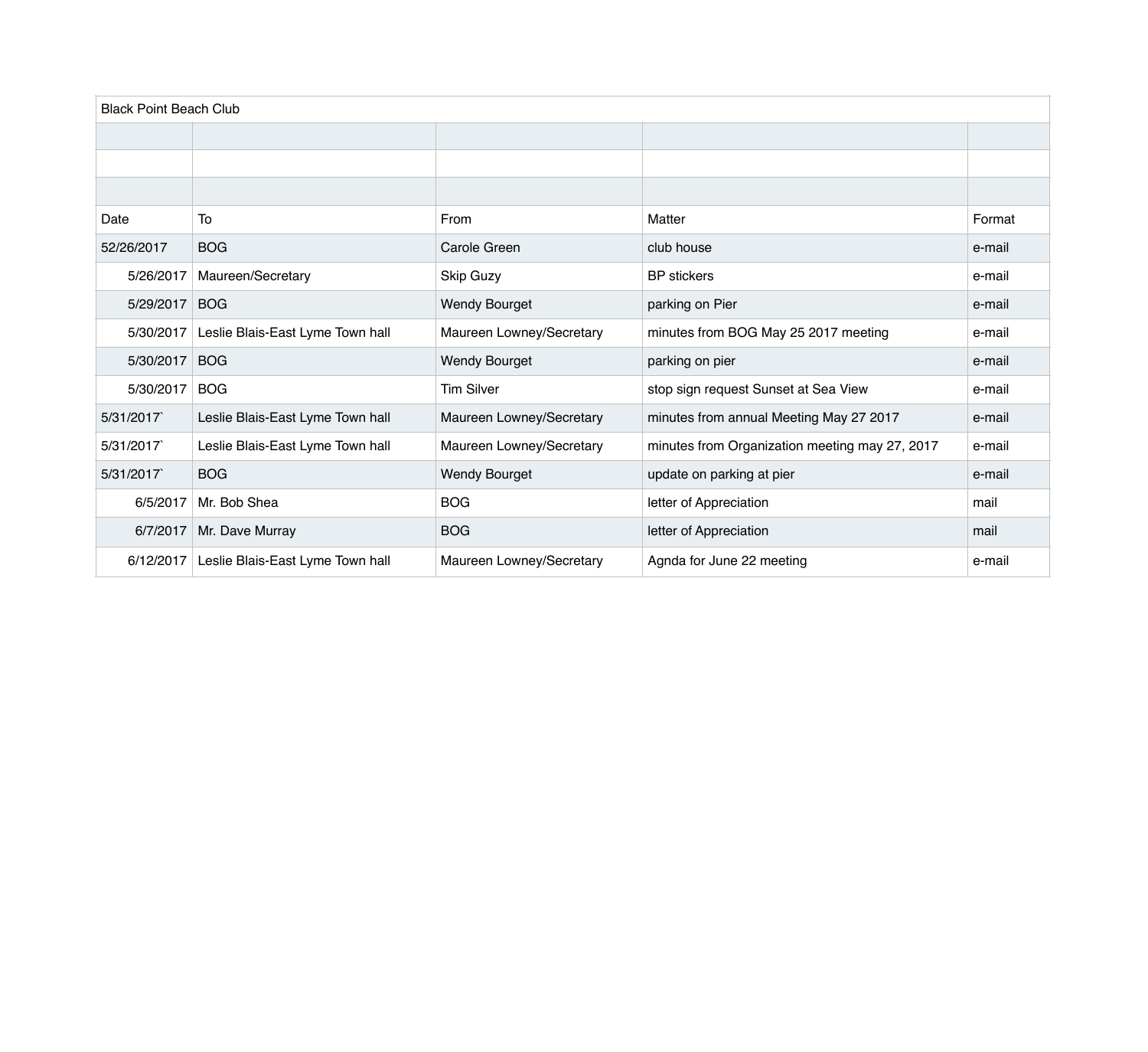Black Point Beach Club

| Date | To | From | Matter | Format |
|---|---|---|---|---|
| 52/26/2017 | BOG | Carole Green | club house | e-mail |
| 5/26/2017 | Maureen/Secretary | Skip Guzy | BP stickers | e-mail |
| 5/29/2017 | BOG | Wendy Bourget | parking on Pier | e-mail |
| 5/30/2017 | Leslie Blais-East Lyme Town hall | Maureen Lowney/Secretary | minutes from BOG May 25 2017 meeting | e-mail |
| 5/30/2017 | BOG | Wendy Bourget | parking on pier | e-mail |
| 5/30/2017 | BOG | Tim Silver | stop sign request Sunset at Sea View | e-mail |
| 5/31/2017` | Leslie Blais-East Lyme Town hall | Maureen Lowney/Secretary | minutes from annual Meeting May 27 2017 | e-mail |
| 5/31/2017` | Leslie Blais-East Lyme Town hall | Maureen Lowney/Secretary | minutes from Organization meeting may 27, 2017 | e-mail |
| 5/31/2017` | BOG | Wendy Bourget | update on parking at pier | e-mail |
| 6/5/2017 | Mr. Bob Shea | BOG | letter of Appreciation | mail |
| 6/7/2017 | Mr. Dave Murray | BOG | letter of Appreciation | mail |
| 6/12/2017 | Leslie Blais-East Lyme Town hall | Maureen Lowney/Secretary | Agnda for June 22 meeting | e-mail |